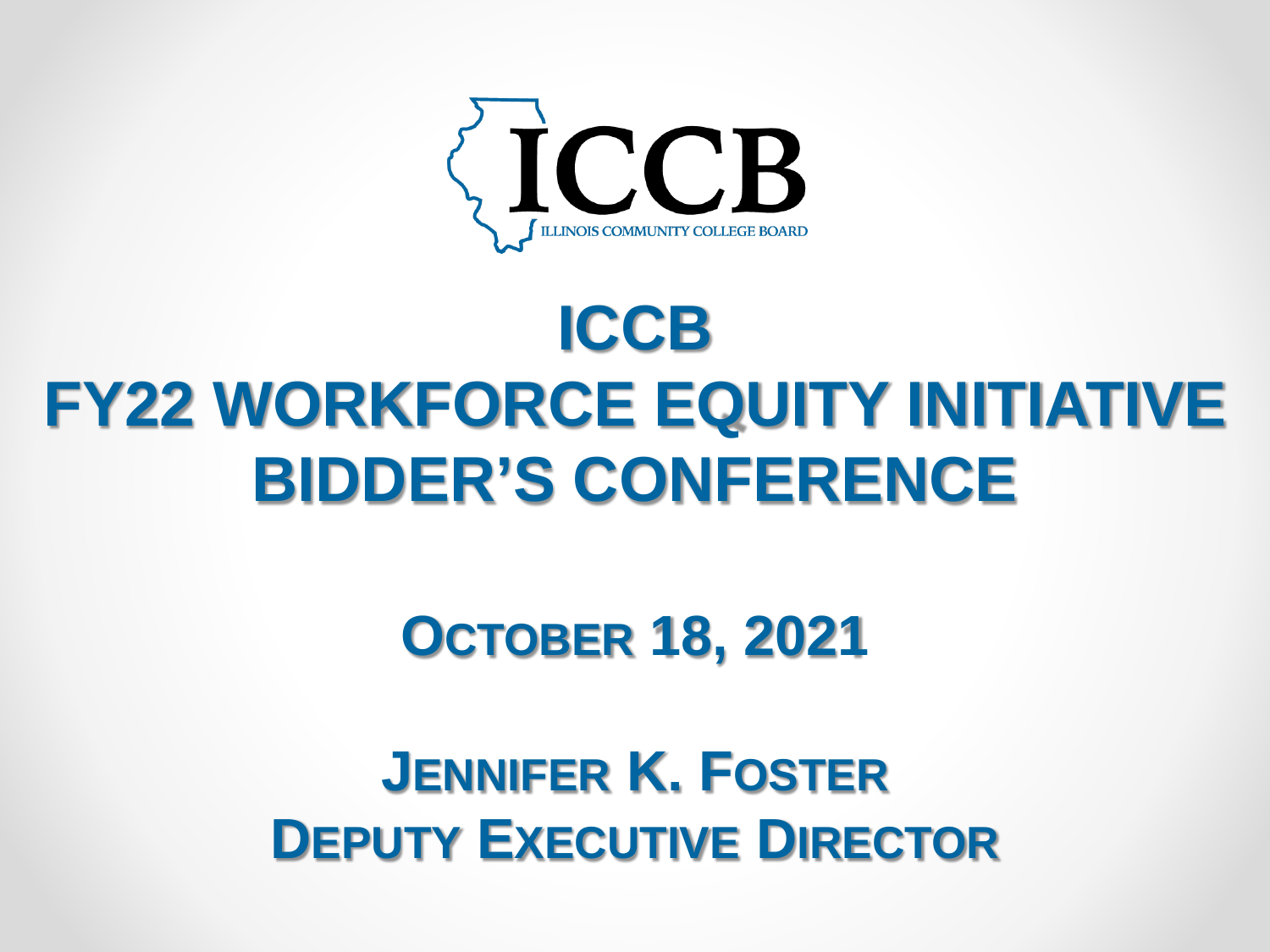ICCB

ILLINOIS COMMUNITY COLLEGE BOARD

# ICCB
# FY22 WORKFORCE EQUITY INITIATIVE
# BIDDER'S CONFERENCE

## OCTOBER 18, 2021

## JENNIFER K. FOSTER
## DEPUTY EXECUTIVE DIRECTOR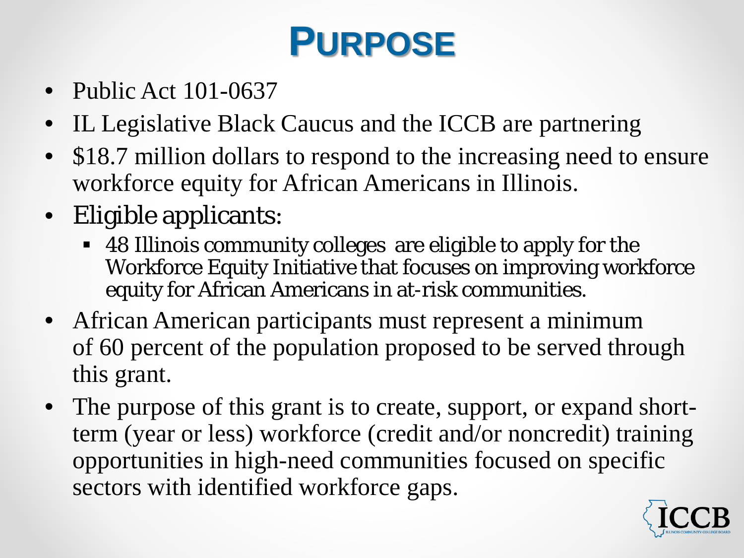# PURPOSE

- Public Act 101-0637
- IL Legislative Black Caucus and the ICCB are partnering
- $18.7 million dollars to respond to the increasing need to ensure workforce equity for African Americans in Illinois.
- Eligible applicants:
  - 48 Illinois community colleges are eligible to apply for the Workforce Equity Initiative that focuses on improving workforce equity for African Americans in at-risk communities.
- African American participants must represent a minimum of 60 percent of the population proposed to be served through this grant.
- The purpose of this grant is to create, support, or expand short-term (year or less) workforce (credit and/or noncredit) training opportunities in high-need communities focused on specific sectors with identified workforce gaps.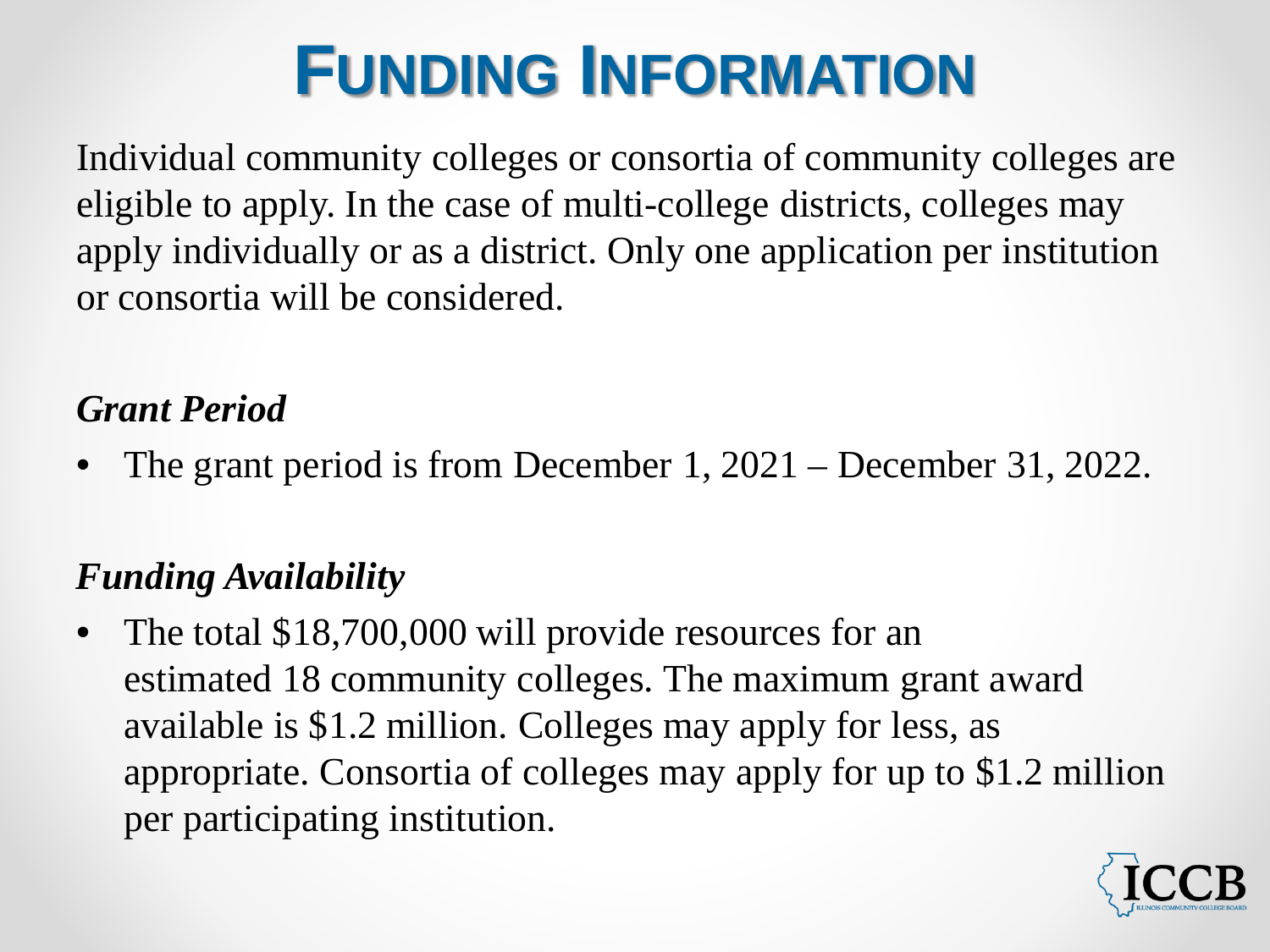# Funding Information

Individual community colleges or consortia of community colleges are eligible to apply. In the case of multi-college districts, colleges may apply individually or as a district. Only one application per institution or consortia will be considered.

***Grant Period***

- The grant period is from December 1, 2021 – December 31, 2022.

***Funding Availability***

- The total $18,700,000 will provide resources for an estimated 18 community colleges. The maximum grant award available is $1.2 million. Colleges may apply for less, as appropriate. Consortia of colleges may apply for up to $1.2 million per participating institution.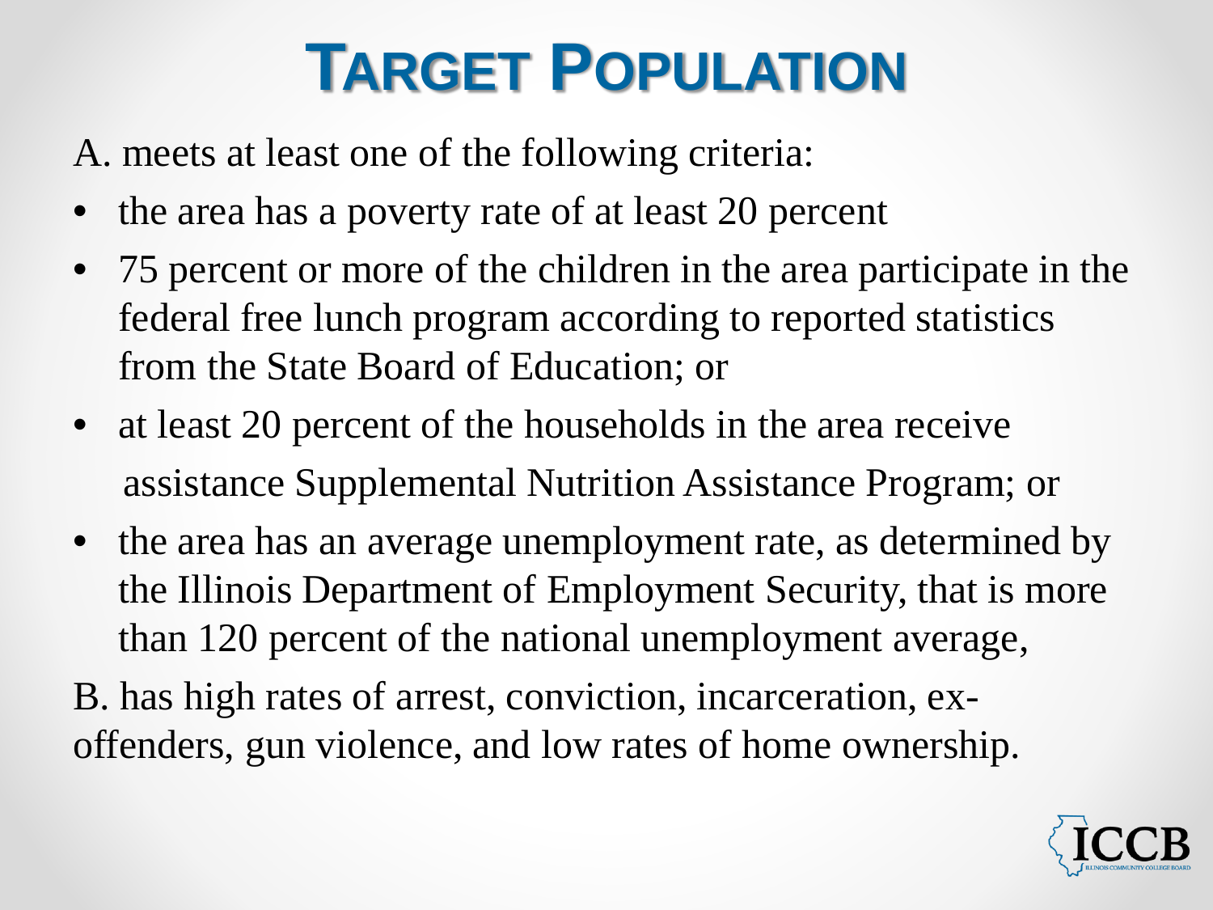# Target Population

A. meets at least one of the following criteria:

- the area has a poverty rate of at least 20 percent
- 75 percent or more of the children in the area participate in the federal free lunch program according to reported statistics from the State Board of Education; or
- at least 20 percent of the households in the area receive assistance Supplemental Nutrition Assistance Program; or
- the area has an average unemployment rate, as determined by the Illinois Department of Employment Security, that is more than 120 percent of the national unemployment average,

B. has high rates of arrest, conviction, incarceration, ex-offenders, gun violence, and low rates of home ownership.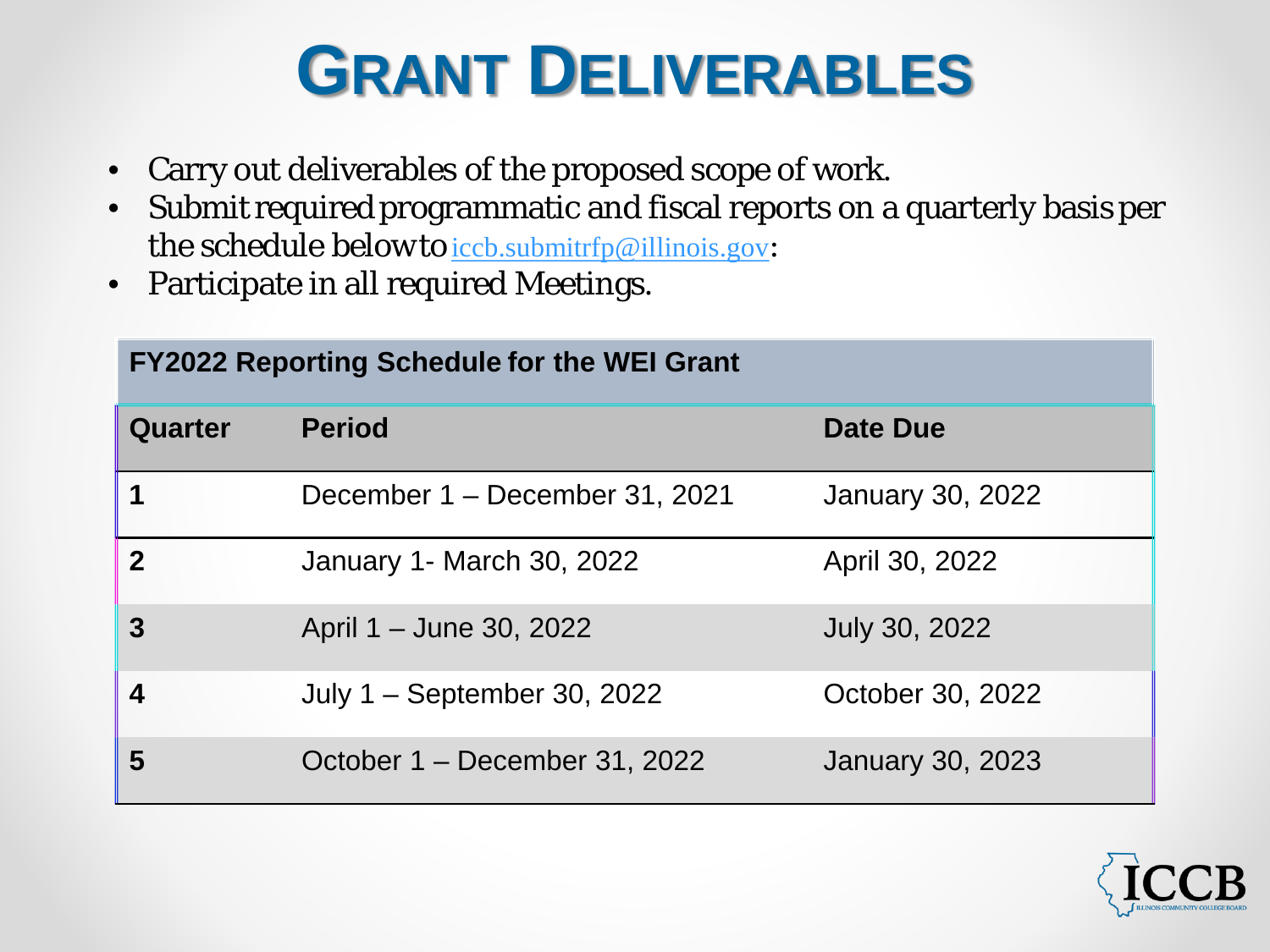# GRANT DELIVERABLES

- Carry out deliverables of the proposed scope of work.
- Submit required programmatic and fiscal reports on a quarterly basis per the schedule below to iccb.submitrfp@illinois.gov:
- Participate in all required Meetings.

| FY2022 Reporting Schedule for the WEI Grant | | |
|---|---|---|
| **Quarter** | **Period** | **Date Due** |
| **1** | December 1 – December 31, 2021 | January 30, 2022 |
| **2** | January 1- March 30, 2022 | April 30, 2022 |
| **3** | April 1 – June 30, 2022 | July 30, 2022 |
| **4** | July 1 – September 30, 2022 | October 30, 2022 |
| **5** | October 1 – December 31, 2022 | January 30, 2023 |

ICCB
ILLINOIS COMMUNITY COLLEGE BOARD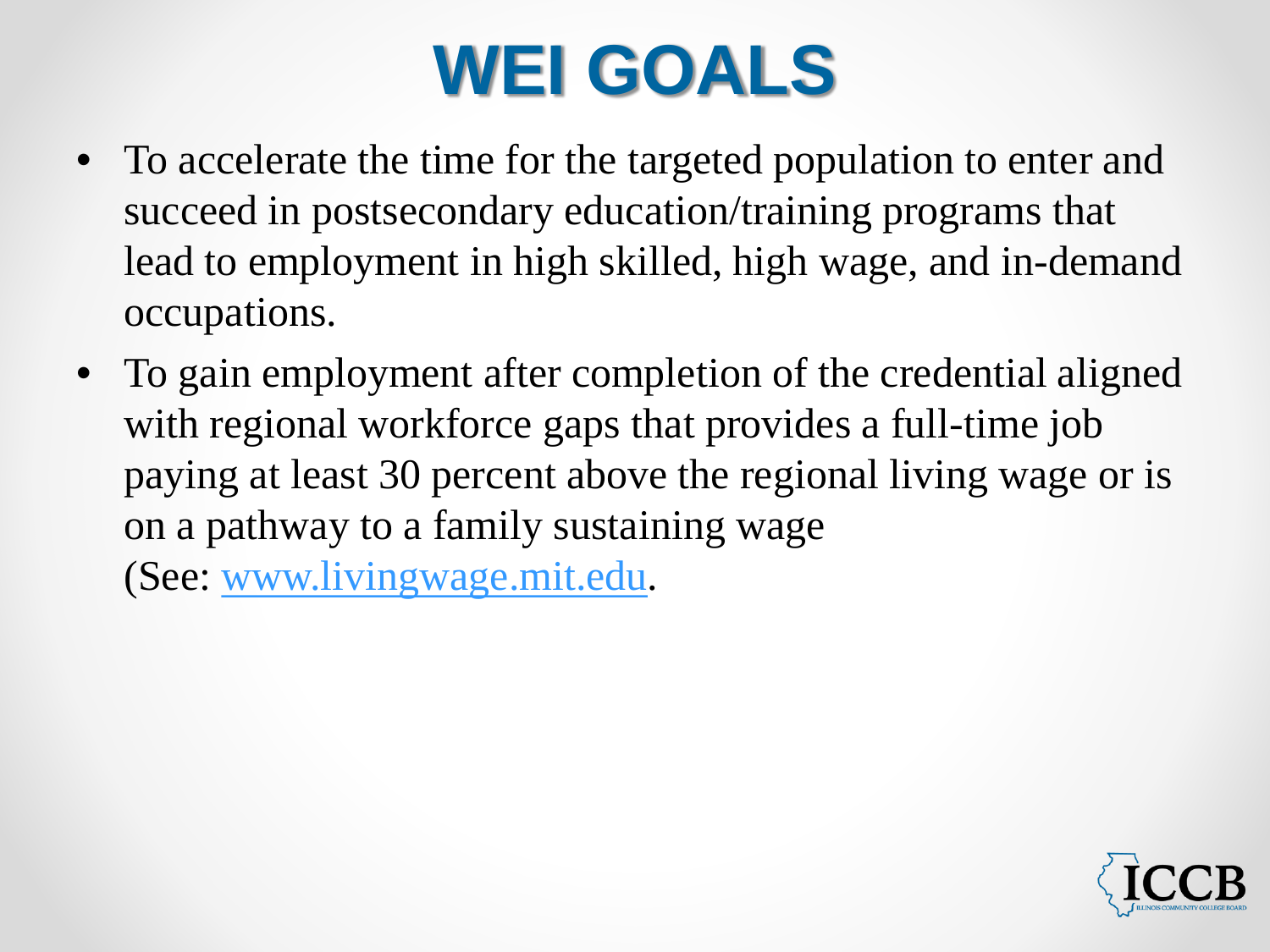# WEI GOALS

- To accelerate the time for the targeted population to enter and succeed in postsecondary education/training programs that lead to employment in high skilled, high wage, and in-demand occupations.
- To gain employment after completion of the credential aligned with regional workforce gaps that provides a full-time job paying at least 30 percent above the regional living wage or is on a pathway to a family sustaining wage (See: [www.livingwage.mit.edu](http://www.livingwage.mit.edu).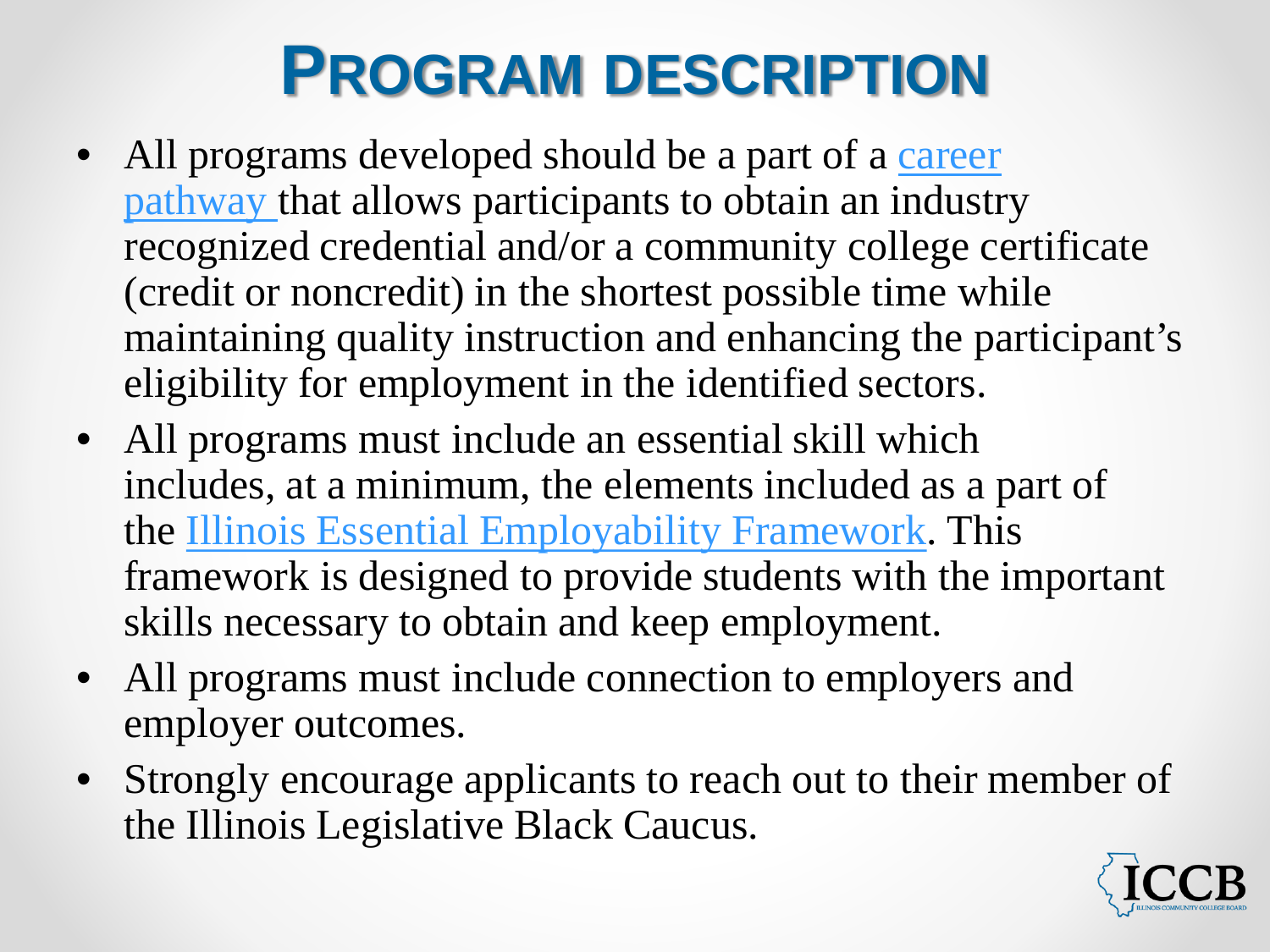# Program Description

- All programs developed should be a part of a career pathway that allows participants to obtain an industry recognized credential and/or a community college certificate (credit or noncredit) in the shortest possible time while maintaining quality instruction and enhancing the participant's eligibility for employment in the identified sectors.
- All programs must include an essential skill which includes, at a minimum, the elements included as a part of the Illinois Essential Employability Framework. This framework is designed to provide students with the important skills necessary to obtain and keep employment.
- All programs must include connection to employers and employer outcomes.
- Strongly encourage applicants to reach out to their member of the Illinois Legislative Black Caucus.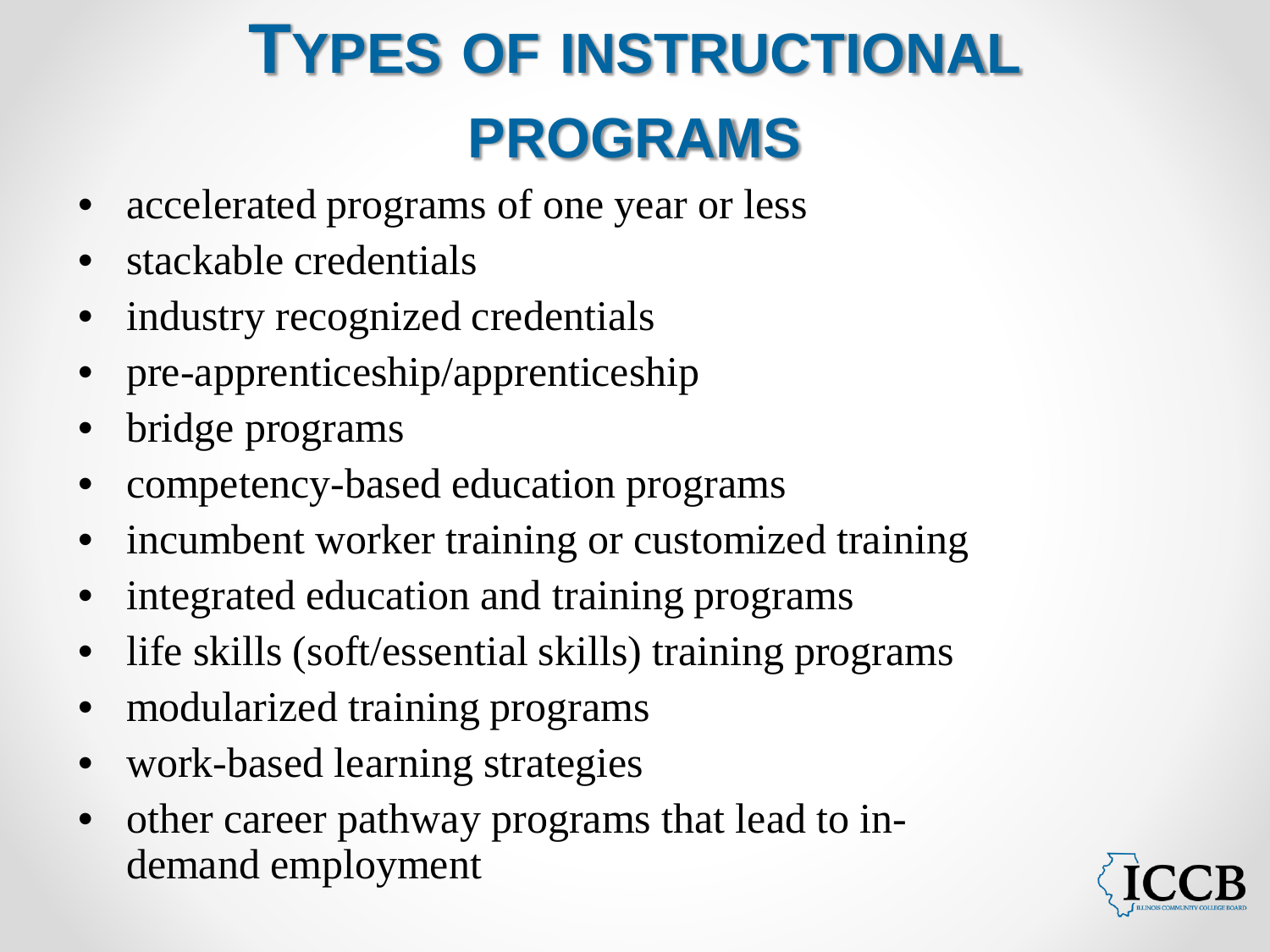# Types of Instructional Programs

- accelerated programs of one year or less
- stackable credentials
- industry recognized credentials
- pre-apprenticeship/apprenticeship
- bridge programs
- competency-based education programs
- incumbent worker training or customized training
- integrated education and training programs
- life skills (soft/essential skills) training programs
- modularized training programs
- work-based learning strategies
- other career pathway programs that lead to in-demand employment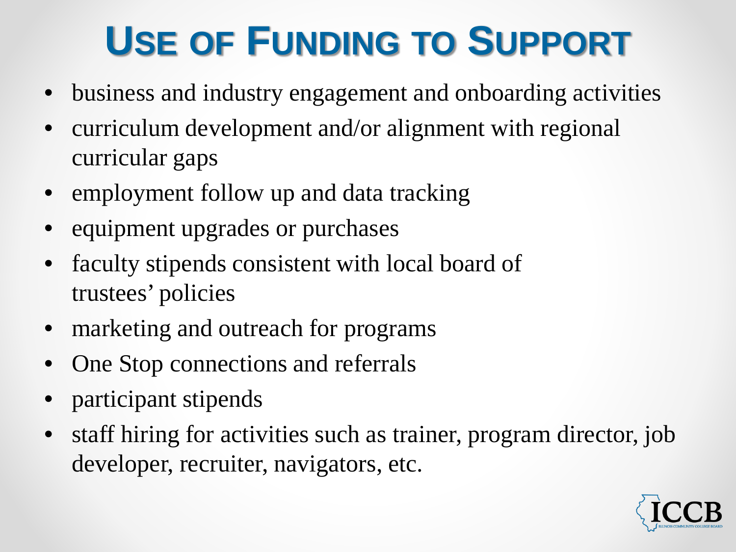# Use of Funding to Support

- business and industry engagement and onboarding activities
- curriculum development and/or alignment with regional curricular gaps
- employment follow up and data tracking
- equipment upgrades or purchases
- faculty stipends consistent with local board of trustees' policies
- marketing and outreach for programs
- One Stop connections and referrals
- participant stipends
- staff hiring for activities such as trainer, program director, job developer, recruiter, navigators, etc.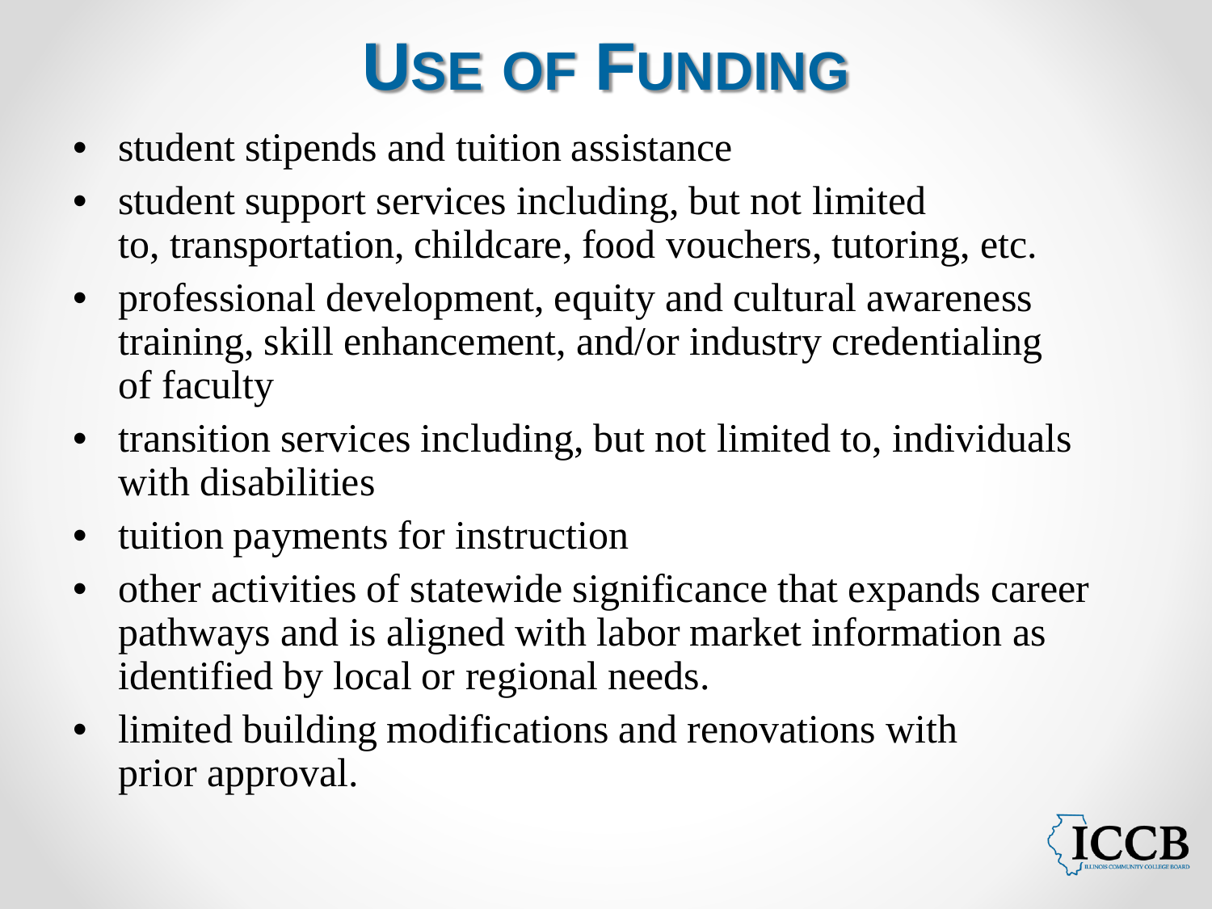# Use of Funding

- student stipends and tuition assistance
- student support services including, but not limited to, transportation, childcare, food vouchers, tutoring, etc.
- professional development, equity and cultural awareness training, skill enhancement, and/or industry credentialing of faculty
- transition services including, but not limited to, individuals with disabilities
- tuition payments for instruction
- other activities of statewide significance that expands career pathways and is aligned with labor market information as identified by local or regional needs.
- limited building modifications and renovations with prior approval.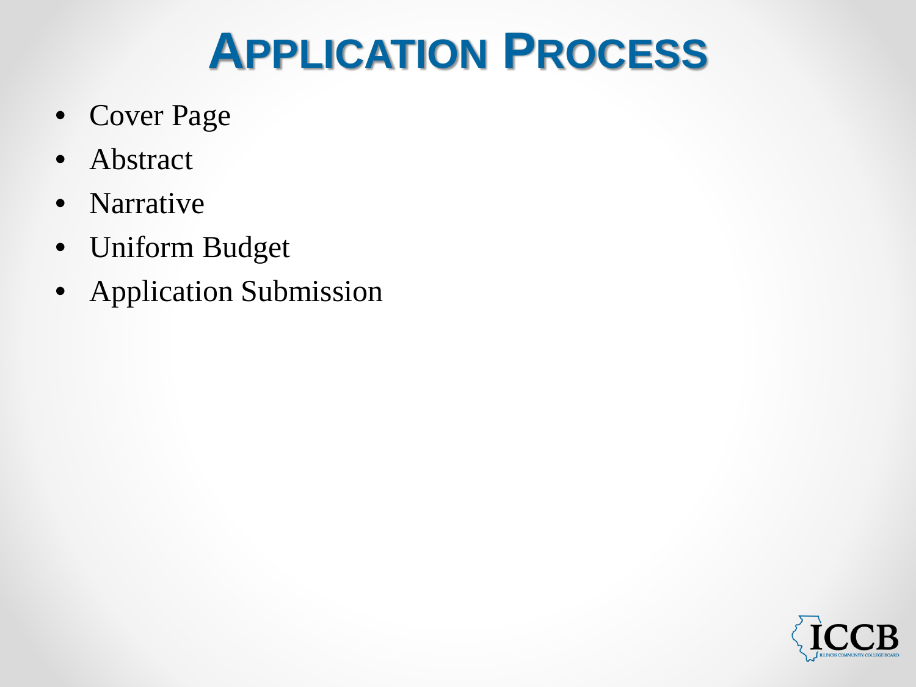# Application Process

- Cover Page
- Abstract
- Narrative
- Uniform Budget
- Application Submission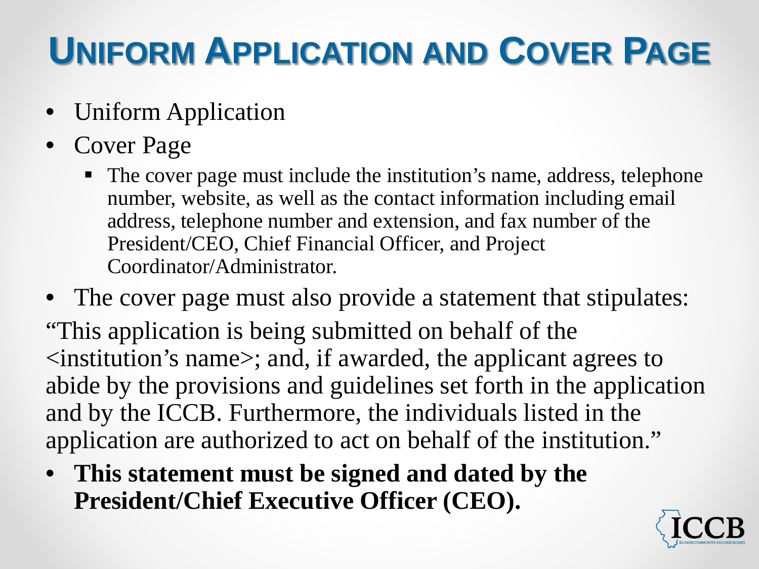# Uniform Application and Cover Page

- Uniform Application
- Cover Page
  - The cover page must include the institution's name, address, telephone number, website, as well as the contact information including email address, telephone number and extension, and fax number of the President/CEO, Chief Financial Officer, and Project Coordinator/Administrator.
- The cover page must also provide a statement that stipulates:

"This application is being submitted on behalf of the <institution's name>; and, if awarded, the applicant agrees to abide by the provisions and guidelines set forth in the application and by the ICCB. Furthermore, the individuals listed in the application are authorized to act on behalf of the institution."

- **This statement must be signed and dated by the President/Chief Executive Officer (CEO).**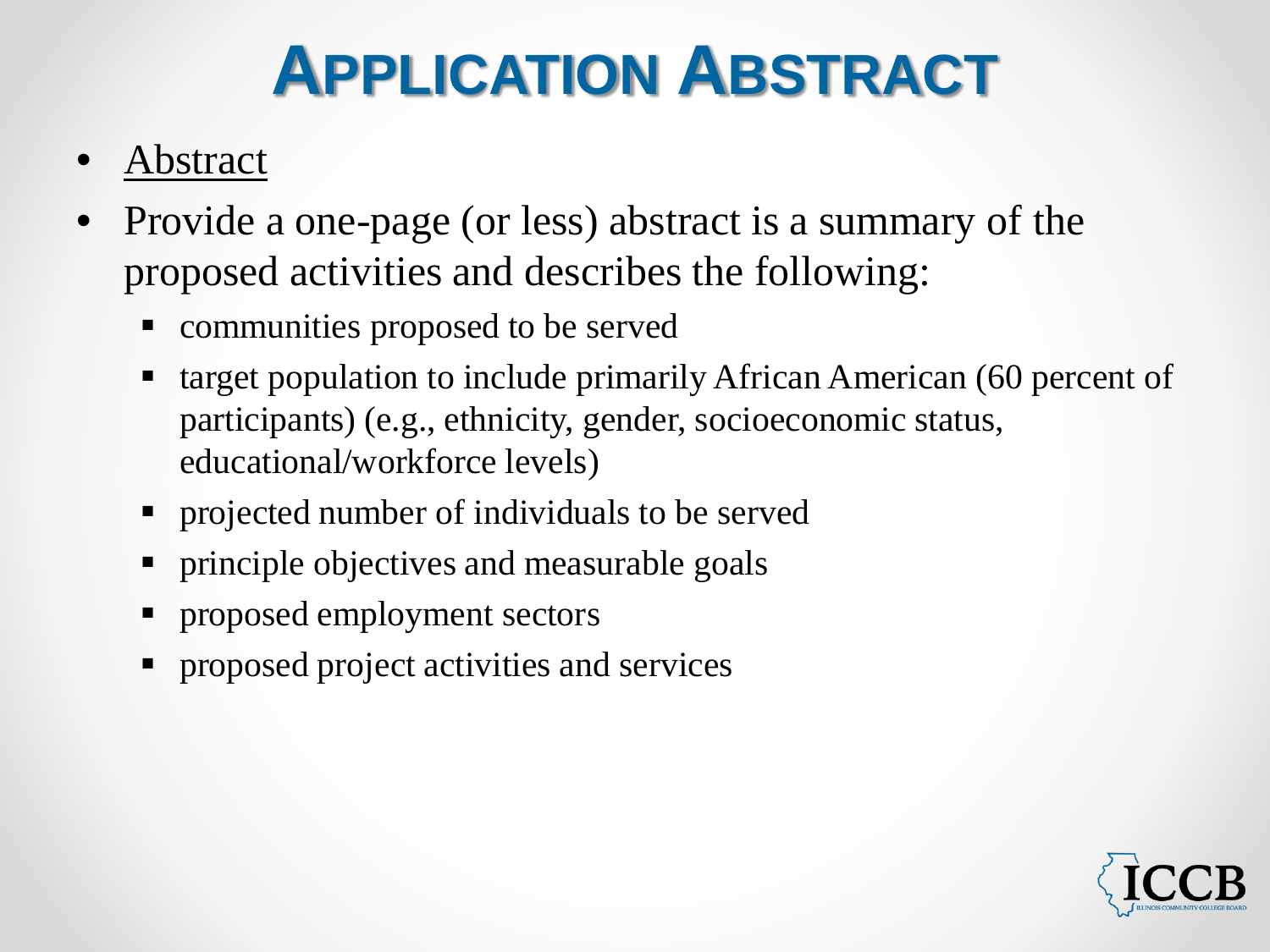# APPLICATION ABSTRACT

- Abstract
- Provide a one-page (or less) abstract is a summary of the proposed activities and describes the following:
  - communities proposed to be served
  - target population to include primarily African American (60 percent of participants) (e.g., ethnicity, gender, socioeconomic status, educational/workforce levels)
  - projected number of individuals to be served
  - principle objectives and measurable goals
  - proposed employment sectors
  - proposed project activities and services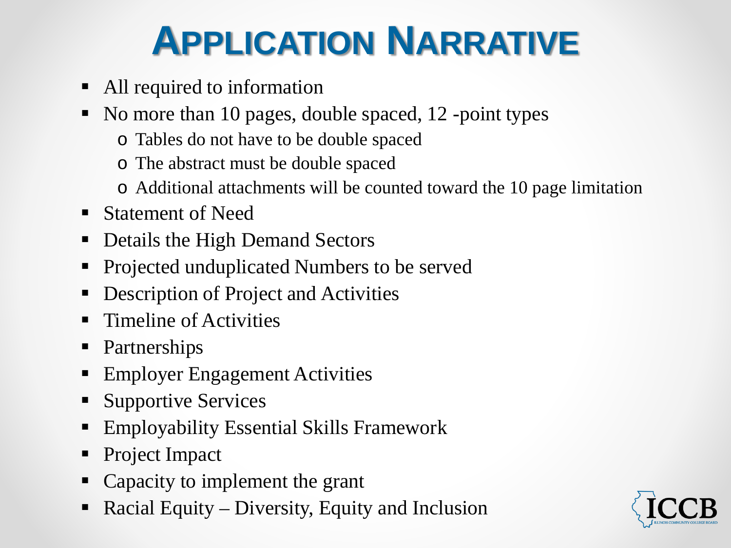# Application Narrative

- All required to information
- No more than 10 pages, double spaced, 12 -point types
  - Tables do not have to be double spaced
  - The abstract must be double spaced
  - Additional attachments will be counted toward the 10 page limitation
- Statement of Need
- Details the High Demand Sectors
- Projected unduplicated Numbers to be served
- Description of Project and Activities
- Timeline of Activities
- Partnerships
- Employer Engagement Activities
- Supportive Services
- Employability Essential Skills Framework
- Project Impact
- Capacity to implement the grant
- Racial Equity – Diversity, Equity and Inclusion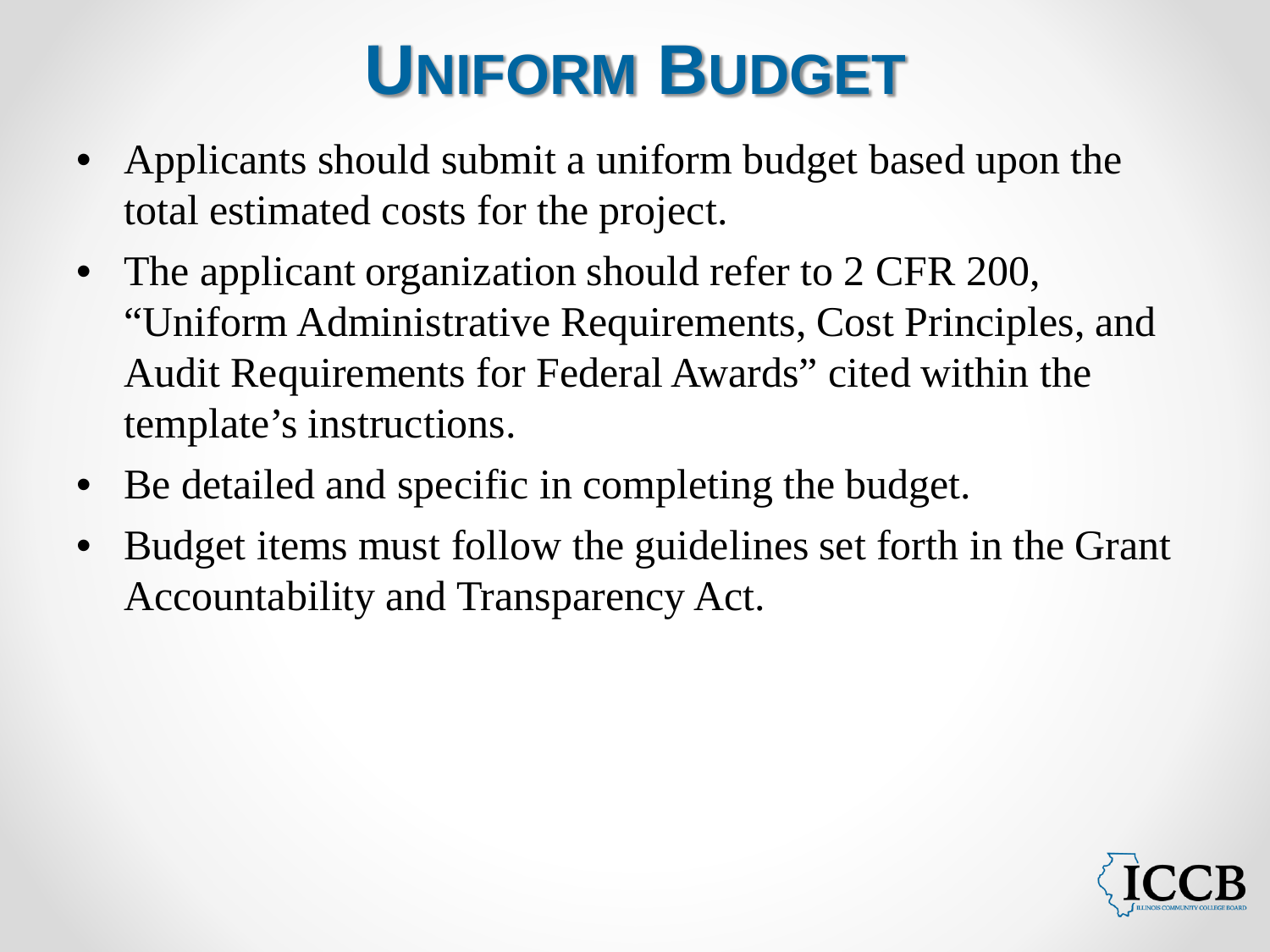# Uniform Budget

- Applicants should submit a uniform budget based upon the total estimated costs for the project.
- The applicant organization should refer to 2 CFR 200, "Uniform Administrative Requirements, Cost Principles, and Audit Requirements for Federal Awards" cited within the template's instructions.
- Be detailed and specific in completing the budget.
- Budget items must follow the guidelines set forth in the Grant Accountability and Transparency Act.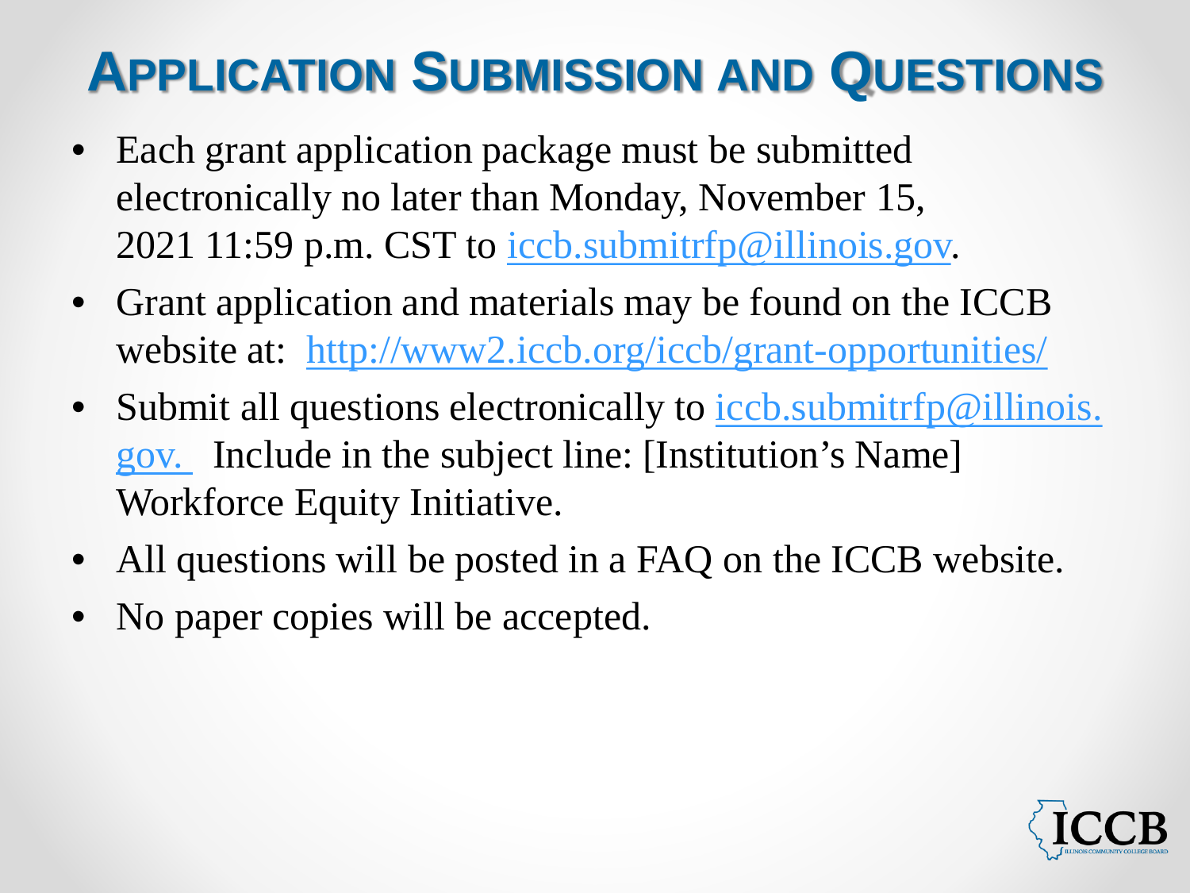# Application Submission and Questions

- Each grant application package must be submitted electronically no later than Monday, November 15, 2021 11:59 p.m. CST to iccb.submitrfp@illinois.gov.
- Grant application and materials may be found on the ICCB website at: http://www2.iccb.org/iccb/grant-opportunities/
- Submit all questions electronically to iccb.submitrfp@illinois.gov. Include in the subject line: [Institution's Name] Workforce Equity Initiative.
- All questions will be posted in a FAQ on the ICCB website.
- No paper copies will be accepted.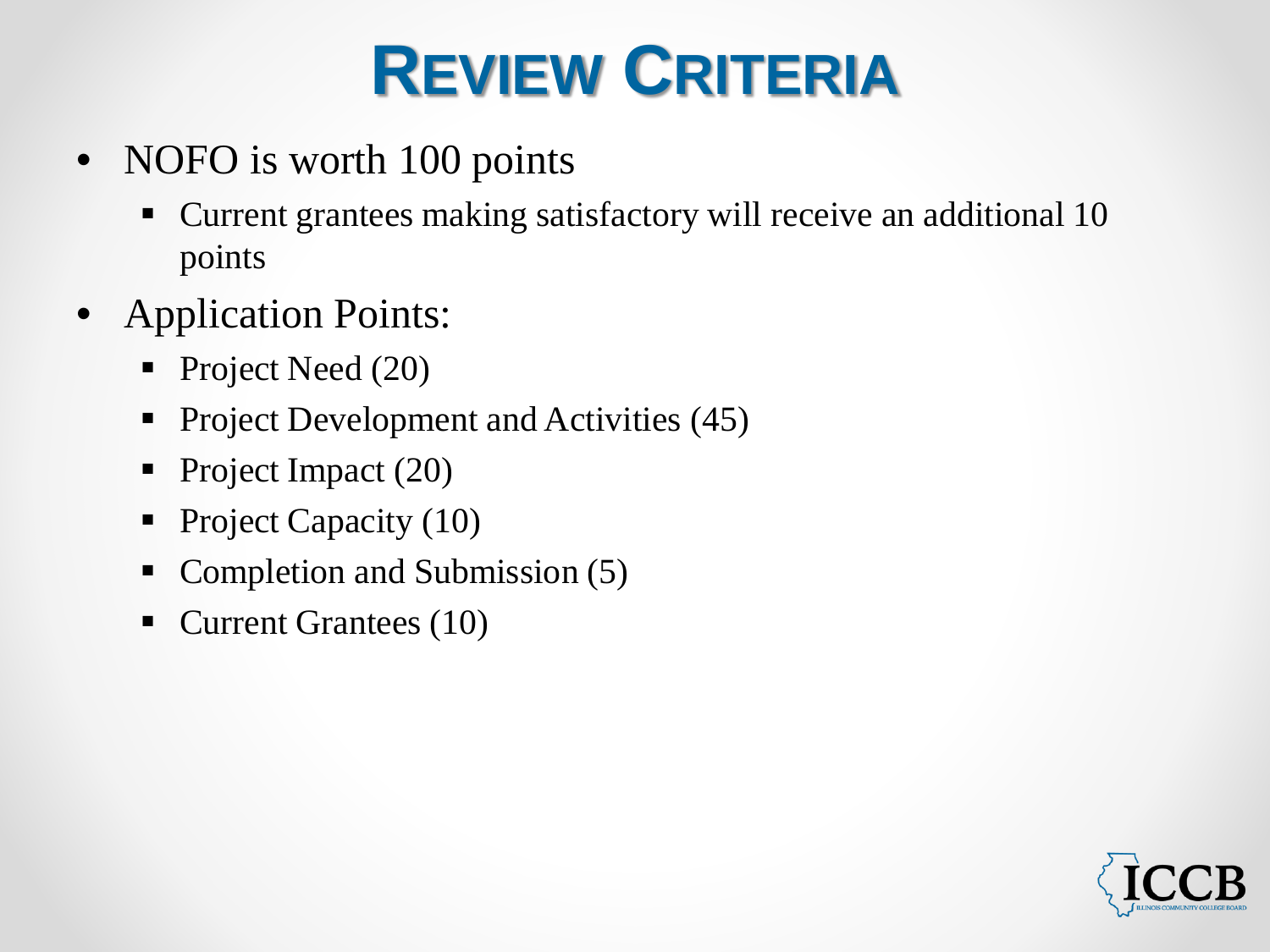# Review Criteria

- NOFO is worth 100 points
  - Current grantees making satisfactory will receive an additional 10 points
- Application Points:
  - Project Need (20)
  - Project Development and Activities (45)
  - Project Impact (20)
  - Project Capacity (10)
  - Completion and Submission (5)
  - Current Grantees (10)